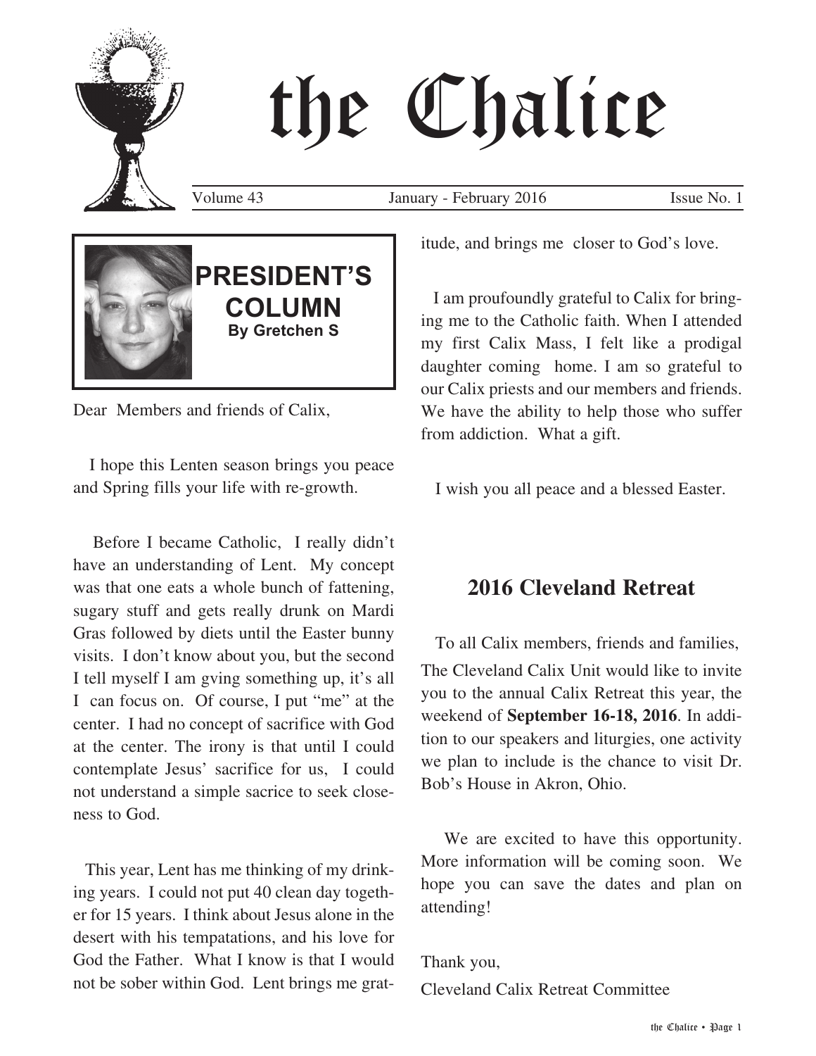# the Chalice

Volume 43 January - February 2016 Issue No. 1

## PRESIDENT'S COLUMN

**By Gretchen S**

Dear Members and friends of Calix,

I hope this Lenten season brings you peace and Spring fills your life with re-growth.

Before I became Catholic, I really didn't have an understanding of Lent. My concept was that one eats a whole bunch of fattening, sugary stuff and gets really drunk on Mardi Gras followed by diets until the Easter bunny visits. I don't know about you, but the second I tell myself I am gving something up, it's all I can focus on. Of course, I put "me" at the center. I had no concept of sacrifice with God at the center. The irony is that until I could contemplate Jesus' sacrifice for us, I could not understand a simple sacrice to seek closeness to God.

This year, Lent has me thinking of my drinking years. I could not put 40 clean day together for 15 years. I think about Jesus alone in the desert with his tempatations, and his love for God the Father. What I know is that I would not be sober within God. Lent brings me gratitude, and brings me closer to God's love.

I am proufoundly grateful to Calix for bringing me to the Catholic faith. When I attended my first Calix Mass, I felt like a prodigal daughter coming home. I am so grateful to our Calix priests and our members and friends. We have the ability to help those who suffer from addiction. What a gift.

I wish you all peace and a blessed Easter.

## 2016 Cleveland Retreat

To all Calix members, friends and families,

The Cleveland Calix Unit would like to invite you to the annual Calix Retreat this year, the weekend of **September 16-18, 2016**. In addition to our speakers and liturgies, one activity we plan to include is the chance to visit Dr. Bob's House in Akron, Ohio.

We are excited to have this opportunity. More information will be coming soon. We hope you can save the dates and plan on attending!

Thank you,

Cleveland Calix Retreat Committee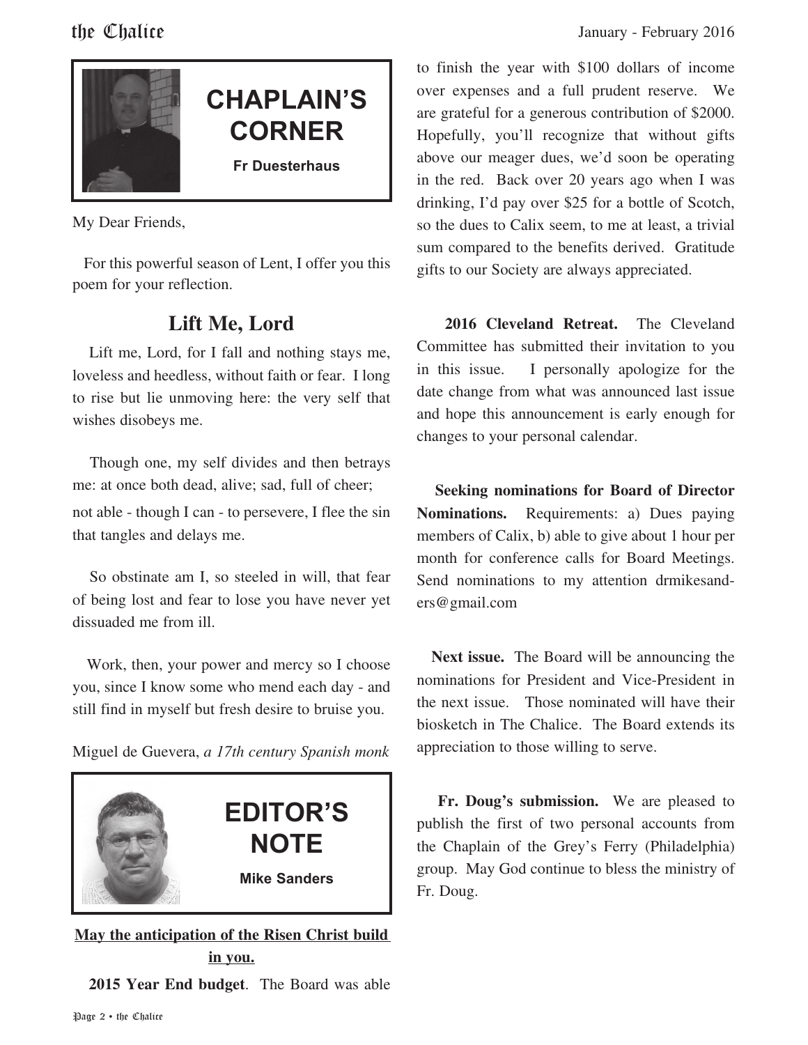## CHAPLAIN'S CORNER

**Fr Duesterhaus**

My Dear Friends,

For this powerful season of Lent, I offer you this poem for your reflection.

### Lift Me, Lord

Lift me, Lord, for I fall and nothing stays me, loveless and heedless, without faith or fear. I long to rise but lie unmoving here: the very self that wishes disobeys me.

Though one, my self divides and then betrays me: at once both dead, alive; sad, full of cheer; not able - though I can - to persevere, I flee the sin that tangles and delays me.

So obstinate am I, so steeled in will, that fear of being lost and fear to lose you have never yet dissuaded me from ill.

Work, then, your power and mercy so I choose you, since I know some who mend each day - and still find in myself but fresh desire to bruise you.

Miguel de Guevera, *a 17th century Spanish monk*

## EDITOR'S NOTE

**Mike Sanders**

**May the anticipation of the Risen Christ build in you.**

**2015 Year End budget**. The Board was able to finish the year with $100 dollars of income over expenses and a full prudent reserve. We are grateful for a generous contribution of $2000. Hopefully, you'll recognize that without gifts above our meager dues, we'd soon be operating in the red. Back over 20 years ago when I was drinking, I'd pay over $25 for a bottle of Scotch, so the dues to Calix seem, to me at least, a trivial sum compared to the benefits derived. Gratitude gifts to our Society are always appreciated.

**2016 Cleveland Retreat.** The Cleveland Committee has submitted their invitation to you in this issue. I personally apologize for the date change from what was announced last issue and hope this announcement is early enough for changes to your personal calendar.

**Seeking nominations for Board of Director Nominations.** Requirements: a) Dues paying members of Calix, b) able to give about 1 hour per month for conference calls for Board Meetings. Send nominations to my attention drmikesanders@gmail.com

**Next issue.** The Board will be announcing the nominations for President and Vice-President in the next issue. Those nominated will have their biosketch in The Chalice. The Board extends its appreciation to those willing to serve.

**Fr. Doug's submission.** We are pleased to publish the first of two personal accounts from the Chaplain of the Grey's Ferry (Philadelphia) group. May God continue to bless the ministry of Fr. Doug.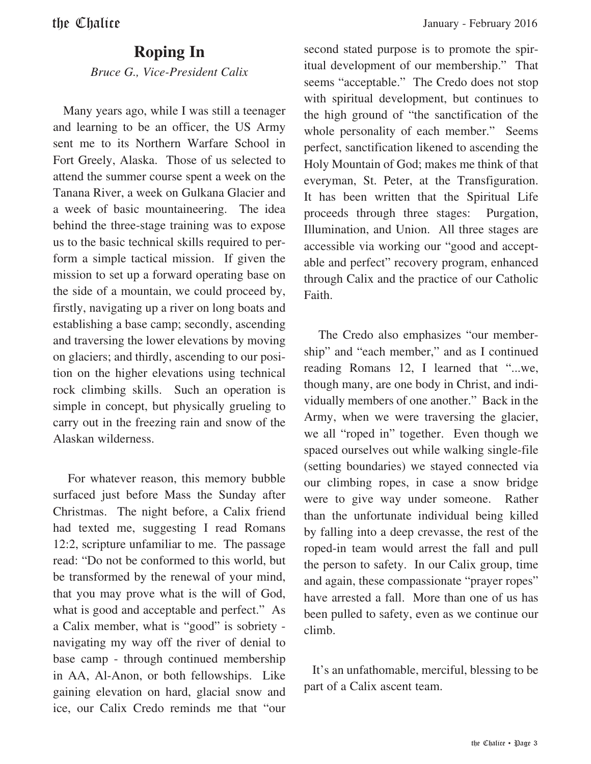# Roping In

*Bruce G., Vice-President Calix*

Many years ago, while I was still a teenager and learning to be an officer, the US Army sent me to its Northern Warfare School in Fort Greely, Alaska. Those of us selected to attend the summer course spent a week on the Tanana River, a week on Gulkana Glacier and a week of basic mountaineering. The idea behind the three-stage training was to expose us to the basic technical skills required to perform a simple tactical mission. If given the mission to set up a forward operating base on the side of a mountain, we could proceed by, firstly, navigating up a river on long boats and establishing a base camp; secondly, ascending and traversing the lower elevations by moving on glaciers; and thirdly, ascending to our position on the higher elevations using technical rock climbing skills. Such an operation is simple in concept, but physically grueling to carry out in the freezing rain and snow of the Alaskan wilderness.

For whatever reason, this memory bubble surfaced just before Mass the Sunday after Christmas. The night before, a Calix friend had texted me, suggesting I read Romans 12:2, scripture unfamiliar to me. The passage read: "Do not be conformed to this world, but be transformed by the renewal of your mind, that you may prove what is the will of God, what is good and acceptable and perfect." As a Calix member, what is "good" is sobriety - navigating my way off the river of denial to base camp - through continued membership in AA, Al-Anon, or both fellowships. Like gaining elevation on hard, glacial snow and ice, our Calix Credo reminds me that "our second stated purpose is to promote the spiritual development of our membership." That seems "acceptable." The Credo does not stop with spiritual development, but continues to the high ground of "the sanctification of the whole personality of each member." Seems perfect, sanctification likened to ascending the Holy Mountain of God; makes me think of that everyman, St. Peter, at the Transfiguration. It has been written that the Spiritual Life proceeds through three stages: Purgation, Illumination, and Union. All three stages are accessible via working our "good and acceptable and perfect" recovery program, enhanced through Calix and the practice of our Catholic Faith.

The Credo also emphasizes "our membership" and "each member," and as I continued reading Romans 12, I learned that "...we, though many, are one body in Christ, and individually members of one another." Back in the Army, when we were traversing the glacier, we all "roped in" together. Even though we spaced ourselves out while walking single-file (setting boundaries) we stayed connected via our climbing ropes, in case a snow bridge were to give way under someone. Rather than the unfortunate individual being killed by falling into a deep crevasse, the rest of the roped-in team would arrest the fall and pull the person to safety. In our Calix group, time and again, these compassionate "prayer ropes" have arrested a fall. More than one of us has been pulled to safety, even as we continue our climb.

It's an unfathomable, merciful, blessing to be part of a Calix ascent team.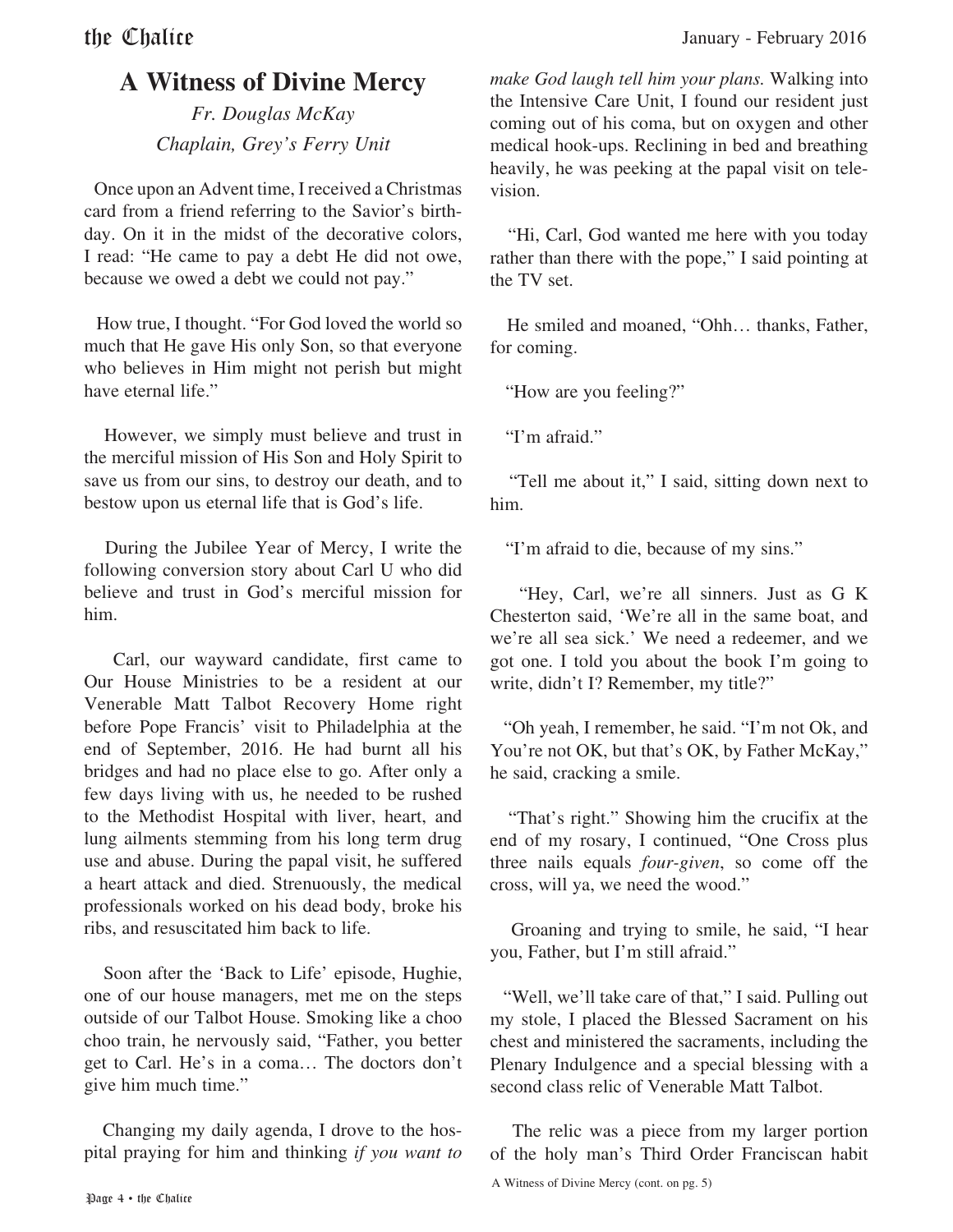# A Witness of Divine Mercy

*Fr. Douglas McKay*
*Chaplain, Grey's Ferry Unit*

Once upon an Advent time, I received a Christmas card from a friend referring to the Savior's birthday. On it in the midst of the decorative colors, I read: "He came to pay a debt He did not owe, because we owed a debt we could not pay."

How true, I thought. "For God loved the world so much that He gave His only Son, so that everyone who believes in Him might not perish but might have eternal life."

However, we simply must believe and trust in the merciful mission of His Son and Holy Spirit to save us from our sins, to destroy our death, and to bestow upon us eternal life that is God's life.

During the Jubilee Year of Mercy, I write the following conversion story about Carl U who did believe and trust in God's merciful mission for him.

Carl, our wayward candidate, first came to Our House Ministries to be a resident at our Venerable Matt Talbot Recovery Home right before Pope Francis' visit to Philadelphia at the end of September, 2016. He had burnt all his bridges and had no place else to go. After only a few days living with us, he needed to be rushed to the Methodist Hospital with liver, heart, and lung ailments stemming from his long term drug use and abuse. During the papal visit, he suffered a heart attack and died. Strenuously, the medical professionals worked on his dead body, broke his ribs, and resuscitated him back to life.

Soon after the 'Back to Life' episode, Hughie, one of our house managers, met me on the steps outside of our Talbot House. Smoking like a choo choo train, he nervously said, "Father, you better get to Carl. He's in a coma… The doctors don't give him much time."

Changing my daily agenda, I drove to the hospital praying for him and thinking *if you want to make God laugh tell him your plans.* Walking into the Intensive Care Unit, I found our resident just coming out of his coma, but on oxygen and other medical hook-ups. Reclining in bed and breathing heavily, he was peeking at the papal visit on television.

"Hi, Carl, God wanted me here with you today rather than there with the pope," I said pointing at the TV set.

He smiled and moaned, "Ohh… thanks, Father, for coming.

"How are you feeling?"

"I'm afraid."

"Tell me about it," I said, sitting down next to him.

"I'm afraid to die, because of my sins."

"Hey, Carl, we're all sinners. Just as G K Chesterton said, 'We're all in the same boat, and we're all sea sick.' We need a redeemer, and we got one. I told you about the book I'm going to write, didn't I? Remember, my title?"

"Oh yeah, I remember, he said. "I'm not Ok, and You're not OK, but that's OK, by Father McKay," he said, cracking a smile.

"That's right." Showing him the crucifix at the end of my rosary, I continued, "One Cross plus three nails equals *four-given*, so come off the cross, will ya, we need the wood."

Groaning and trying to smile, he said, "I hear you, Father, but I'm still afraid."

"Well, we'll take care of that," I said. Pulling out my stole, I placed the Blessed Sacrament on his chest and ministered the sacraments, including the Plenary Indulgence and a special blessing with a second class relic of Venerable Matt Talbot.

The relic was a piece from my larger portion of the holy man's Third Order Franciscan habit

A Witness of Divine Mercy (cont. on pg. 5)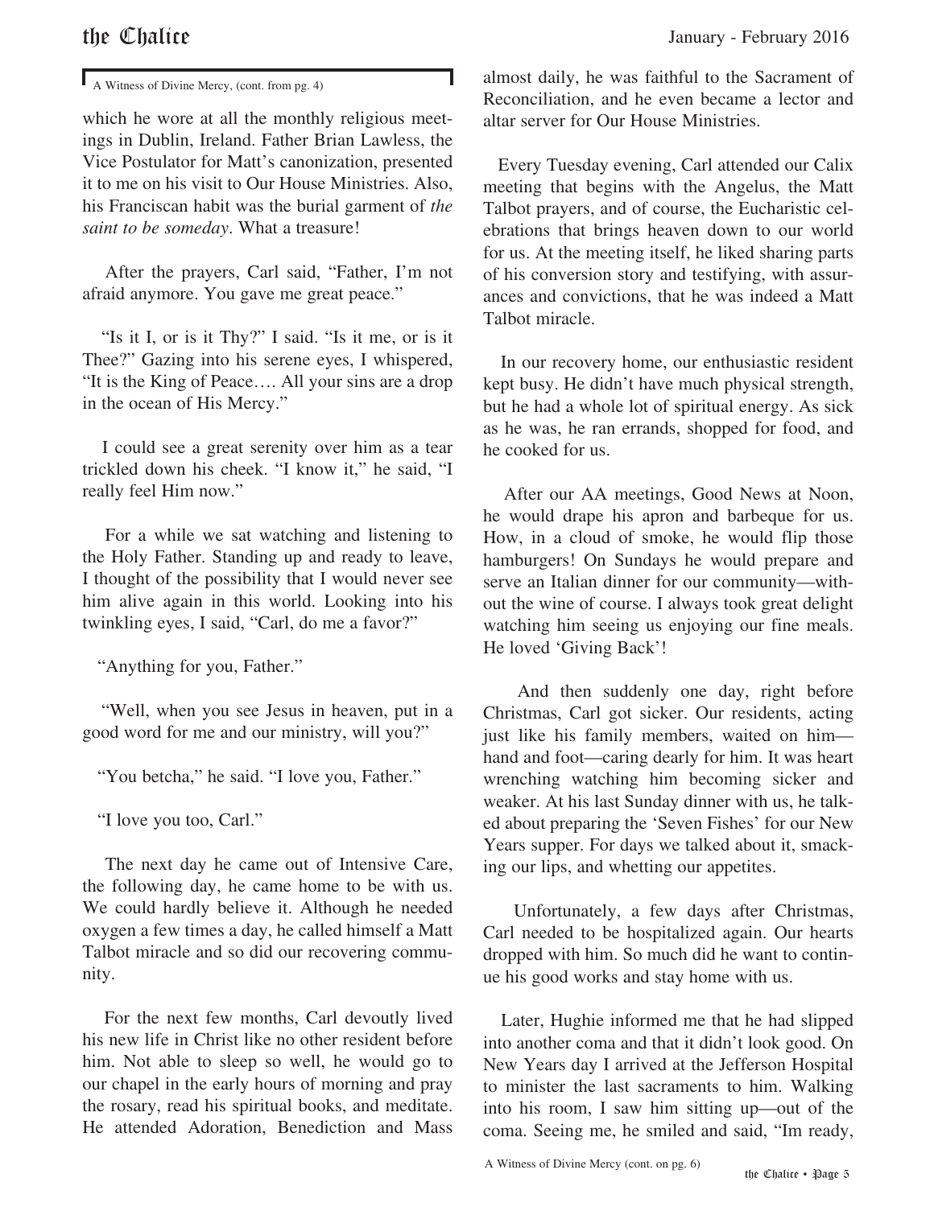A Witness of Divine Mercy, (cont. from pg. 4)

which he wore at all the monthly religious meetings in Dublin, Ireland. Father Brian Lawless, the Vice Postulator for Matt's canonization, presented it to me on his visit to Our House Ministries. Also, his Franciscan habit was the burial garment of *the saint to be someday*. What a treasure!

After the prayers, Carl said, "Father, I'm not afraid anymore. You gave me great peace."

"Is it I, or is it Thy?" I said. "Is it me, or is it Thee?" Gazing into his serene eyes, I whispered, "It is the King of Peace…. All your sins are a drop in the ocean of His Mercy."

I could see a great serenity over him as a tear trickled down his cheek. "I know it," he said, "I really feel Him now."

For a while we sat watching and listening to the Holy Father. Standing up and ready to leave, I thought of the possibility that I would never see him alive again in this world. Looking into his twinkling eyes, I said, "Carl, do me a favor?"

"Anything for you, Father."

"Well, when you see Jesus in heaven, put in a good word for me and our ministry, will you?"

"You betcha," he said. "I love you, Father."

"I love you too, Carl."

The next day he came out of Intensive Care, the following day, he came home to be with us. We could hardly believe it. Although he needed oxygen a few times a day, he called himself a Matt Talbot miracle and so did our recovering community.

For the next few months, Carl devoutly lived his new life in Christ like no other resident before him. Not able to sleep so well, he would go to our chapel in the early hours of morning and pray the rosary, read his spiritual books, and meditate. He attended Adoration, Benediction and Mass almost daily, he was faithful to the Sacrament of Reconciliation, and he even became a lector and altar server for Our House Ministries.

Every Tuesday evening, Carl attended our Calix meeting that begins with the Angelus, the Matt Talbot prayers, and of course, the Eucharistic celebrations that brings heaven down to our world for us. At the meeting itself, he liked sharing parts of his conversion story and testifying, with assurances and convictions, that he was indeed a Matt Talbot miracle.

In our recovery home, our enthusiastic resident kept busy. He didn't have much physical strength, but he had a whole lot of spiritual energy. As sick as he was, he ran errands, shopped for food, and he cooked for us.

After our AA meetings, Good News at Noon, he would drape his apron and barbeque for us. How, in a cloud of smoke, he would flip those hamburgers! On Sundays he would prepare and serve an Italian dinner for our community—without the wine of course. I always took great delight watching him seeing us enjoying our fine meals. He loved 'Giving Back'!

And then suddenly one day, right before Christmas, Carl got sicker. Our residents, acting just like his family members, waited on him—hand and foot—caring dearly for him. It was heart wrenching watching him becoming sicker and weaker. At his last Sunday dinner with us, he talked about preparing the 'Seven Fishes' for our New Years supper. For days we talked about it, smacking our lips, and whetting our appetites.

Unfortunately, a few days after Christmas, Carl needed to be hospitalized again. Our hearts dropped with him. So much did he want to continue his good works and stay home with us.

Later, Hughie informed me that he had slipped into another coma and that it didn't look good. On New Years day I arrived at the Jefferson Hospital to minister the last sacraments to him. Walking into his room, I saw him sitting up—out of the coma. Seeing me, he smiled and said, "Im ready,

A Witness of Divine Mercy (cont. on pg. 6)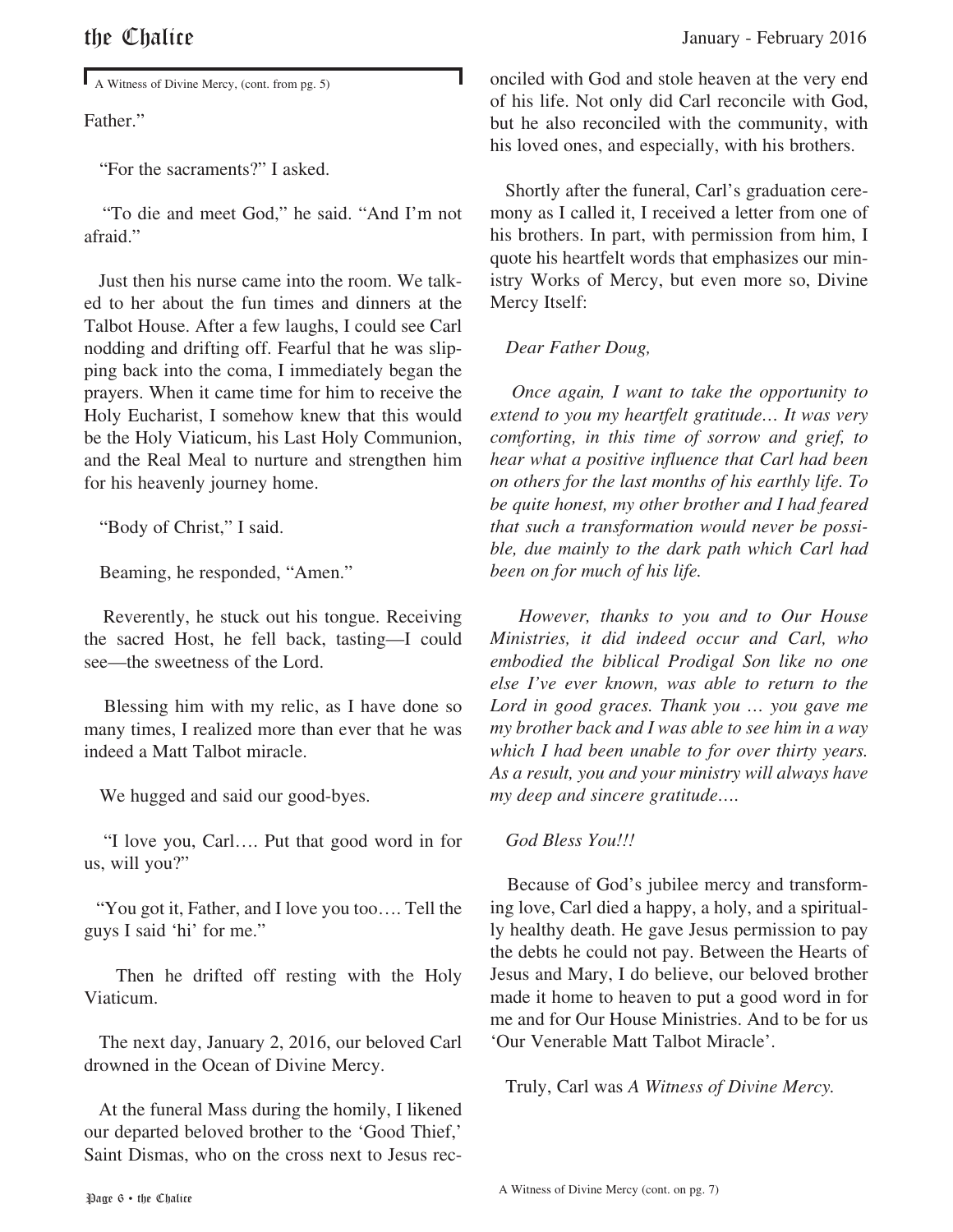A Witness of Divine Mercy, (cont. from pg. 5)

Father."

"For the sacraments?" I asked.

"To die and meet God," he said. "And I'm not afraid."

Just then his nurse came into the room. We talked to her about the fun times and dinners at the Talbot House. After a few laughs, I could see Carl nodding and drifting off. Fearful that he was slipping back into the coma, I immediately began the prayers. When it came time for him to receive the Holy Eucharist, I somehow knew that this would be the Holy Viaticum, his Last Holy Communion, and the Real Meal to nurture and strengthen him for his heavenly journey home.

"Body of Christ," I said.

Beaming, he responded, "Amen."

Reverently, he stuck out his tongue. Receiving the sacred Host, he fell back, tasting—I could see—the sweetness of the Lord.

Blessing him with my relic, as I have done so many times, I realized more than ever that he was indeed a Matt Talbot miracle.

We hugged and said our good-byes.

"I love you, Carl…. Put that good word in for us, will you?"

"You got it, Father, and I love you too…. Tell the guys I said 'hi' for me."

Then he drifted off resting with the Holy Viaticum.

The next day, January 2, 2016, our beloved Carl drowned in the Ocean of Divine Mercy.

At the funeral Mass during the homily, I likened our departed beloved brother to the 'Good Thief,' Saint Dismas, who on the cross next to Jesus reconciled with God and stole heaven at the very end of his life. Not only did Carl reconcile with God, but he also reconciled with the community, with his loved ones, and especially, with his brothers.

Shortly after the funeral, Carl's graduation ceremony as I called it, I received a letter from one of his brothers. In part, with permission from him, I quote his heartfelt words that emphasizes our ministry Works of Mercy, but even more so, Divine Mercy Itself:

*Dear Father Doug,*

*Once again, I want to take the opportunity to extend to you my heartfelt gratitude… It was very comforting, in this time of sorrow and grief, to hear what a positive influence that Carl had been on others for the last months of his earthly life. To be quite honest, my other brother and I had feared that such a transformation would never be possible, due mainly to the dark path which Carl had been on for much of his life.*

*However, thanks to you and to Our House Ministries, it did indeed occur and Carl, who embodied the biblical Prodigal Son like no one else I've ever known, was able to return to the Lord in good graces. Thank you … you gave me my brother back and I was able to see him in a way which I had been unable to for over thirty years. As a result, you and your ministry will always have my deep and sincere gratitude….*

*God Bless You!!!*

Because of God's jubilee mercy and transforming love, Carl died a happy, a holy, and a spiritually healthy death. He gave Jesus permission to pay the debts he could not pay. Between the Hearts of Jesus and Mary, I do believe, our beloved brother made it home to heaven to put a good word in for me and for Our House Ministries. And to be for us 'Our Venerable Matt Talbot Miracle'.

Truly, Carl was *A Witness of Divine Mercy.*

A Witness of Divine Mercy (cont. on pg. 7)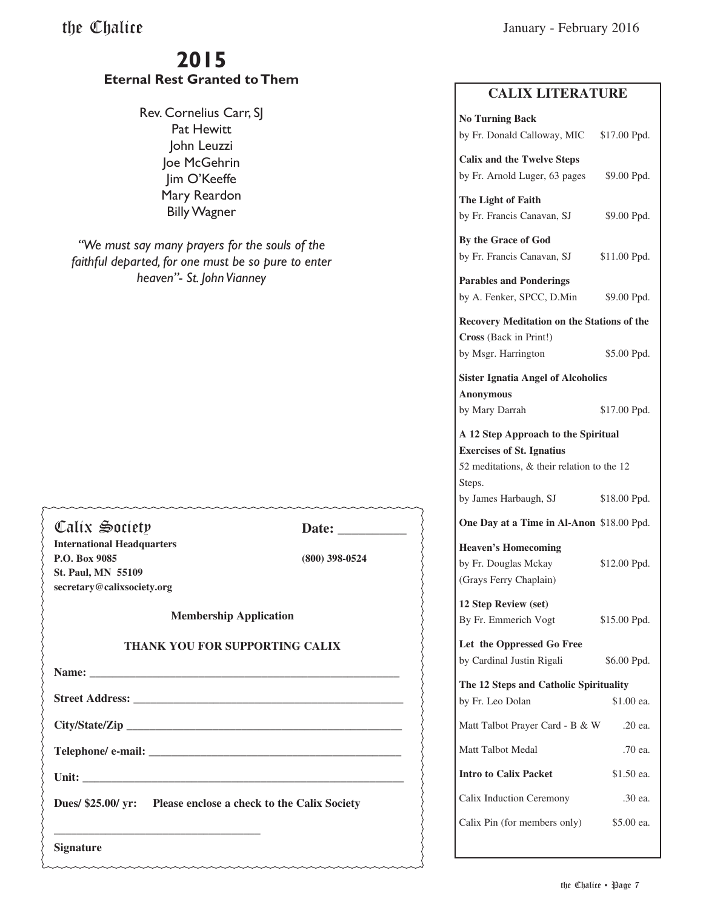## 2015

### Eternal Rest Granted to Them

Rev. Cornelius Carr, SJ
Pat Hewitt
John Leuzzi
Joe McGehrin
Jim O'Keeffe
Mary Reardon
Billy Wagner

*"We must say many prayers for the souls of the faithful departed, for one must be so pure to enter heaven"- St. John Vianney*

---

**Calix Society** **Date: __________**

**International Headquarters**
**P.O. Box 9085** **(800) 398-0524**
**St. Paul, MN 55109**
**secretary@calixsociety.org**

**Membership Application**

**THANK YOU FOR SUPPORTING CALIX**

**Name:** _______________________________________________

**Street Address:** _______________________________________

**City/State/Zip** ________________________________________

**Telephone/ e-mail:** _____________________________________

**Unit:** ________________________________________________

**Dues/ $25.00/ yr:** **Please enclose a check to the Calix Society**

____________________________________
**Signature**

---

## CALIX LITERATURE

**No Turning Back**
by Fr. Donald Calloway, MIC — $17.00 Ppd.

**Calix and the Twelve Steps**
by Fr. Arnold Luger, 63 pages — $9.00 Ppd.

**The Light of Faith**
by Fr. Francis Canavan, SJ — $9.00 Ppd.

**By the Grace of God**
by Fr. Francis Canavan, SJ — $11.00 Ppd.

**Parables and Ponderings**
by A. Fenker, SPCC, D.Min — $9.00 Ppd.

**Recovery Meditation on the Stations of the Cross** (Back in Print!)
by Msgr. Harrington — $5.00 Ppd.

**Sister Ignatia Angel of Alcoholics Anonymous**
by Mary Darrah — $17.00 Ppd.

**A 12 Step Approach to the Spiritual Exercises of St. Ignatius**
52 meditations, & their relation to the 12 Steps.
by James Harbaugh, SJ — $18.00 Ppd.

**One Day at a Time in Al-Anon** — $18.00 Ppd.

**Heaven's Homecoming**
by Fr. Douglas Mckay (Grays Ferry Chaplain) — $12.00 Ppd.

**12 Step Review (set)**
By Fr. Emmerich Vogt — $15.00 Ppd.

**Let the Oppressed Go Free**
by Cardinal Justin Rigali — $6.00 Ppd.

**The 12 Steps and Catholic Spirituality**
by Fr. Leo Dolan — $1.00 ea.

Matt Talbot Prayer Card - B & W — .20 ea.

Matt Talbot Medal — .70 ea.

**Intro to Calix Packet** — $1.50 ea.

Calix Induction Ceremony — .30 ea.

Calix Pin (for members only) — $5.00 ea.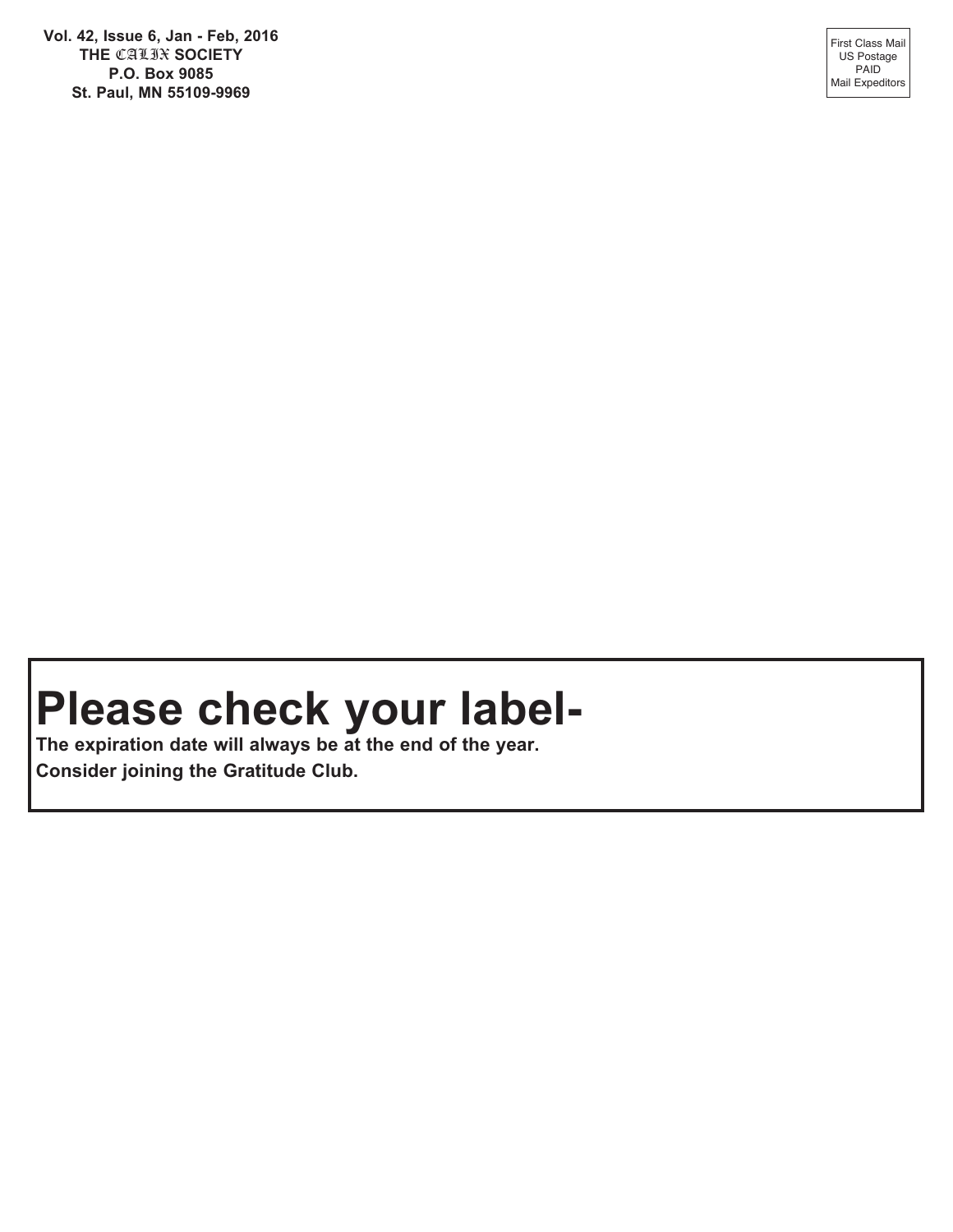**Vol. 42, Issue 6, Jan - Feb, 2016**
**THE CALIX SOCIETY**
**P.O. Box 9085**
**St. Paul, MN 55109-9969**

First Class Mail
US Postage
PAID
Mail Expeditors

# Please check your label-

**The expiration date will always be at the end of the year.**

**Consider joining the Gratitude Club.**